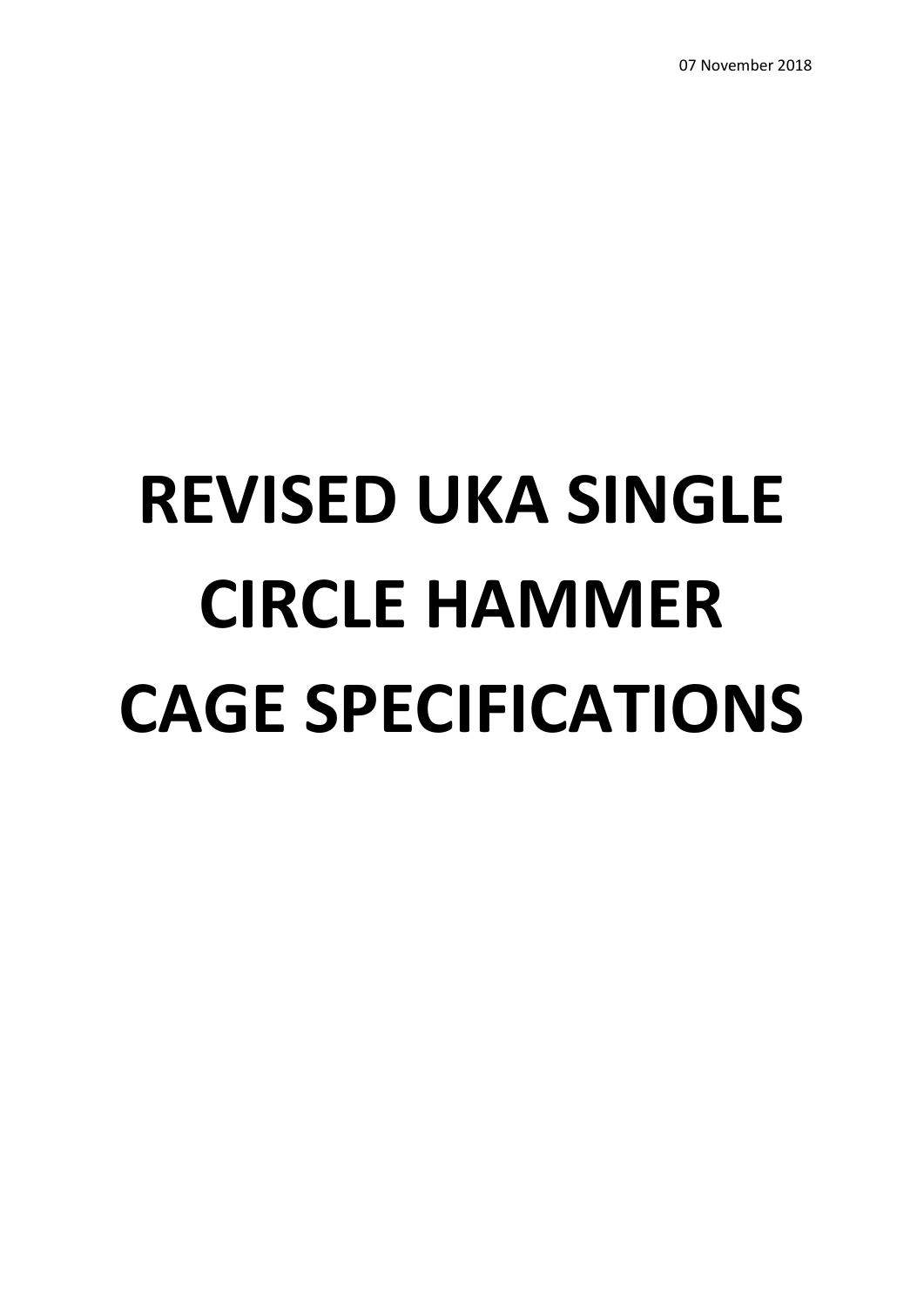07 November 2018

# REVISED UKA SINGLE CIRCLE HAMMER CAGE SPECIFICATIONS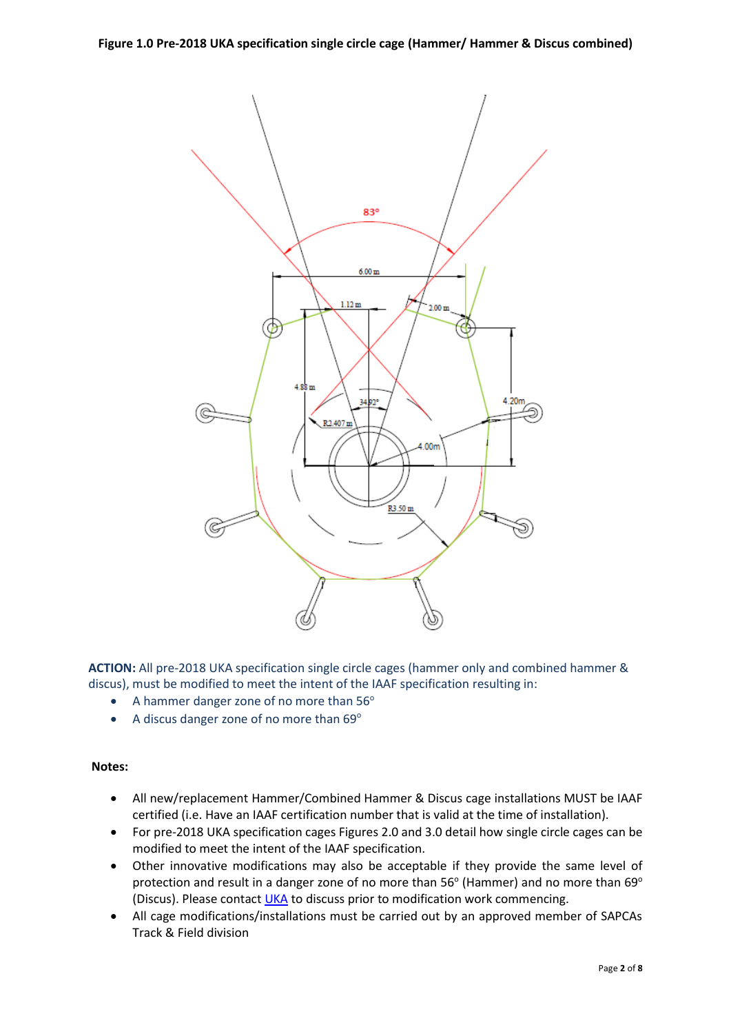**Figure 1.0 Pre-2018 UKA specification single circle cage (Hammer/ Hammer & Discus combined)**

**ACTION:** All pre-2018 UKA specification single circle cages (hammer only and combined hammer & discus), must be modified to meet the intent of the IAAF specification resulting in:

- A hammer danger zone of no more than 56°
- A discus danger zone of no more than 69°

**Notes:**

- All new/replacement Hammer/Combined Hammer & Discus cage installations MUST be IAAF certified (i.e. Have an IAAF certification number that is valid at the time of installation).
- For pre-2018 UKA specification cages Figures 2.0 and 3.0 detail how single circle cages can be modified to meet the intent of the IAAF specification.
- Other innovative modifications may also be acceptable if they provide the same level of protection and result in a danger zone of no more than 56° (Hammer) and no more than 69° (Discus). Please contact UKA to discuss prior to modification work commencing.
- All cage modifications/installations must be carried out by an approved member of SAPCAs Track & Field division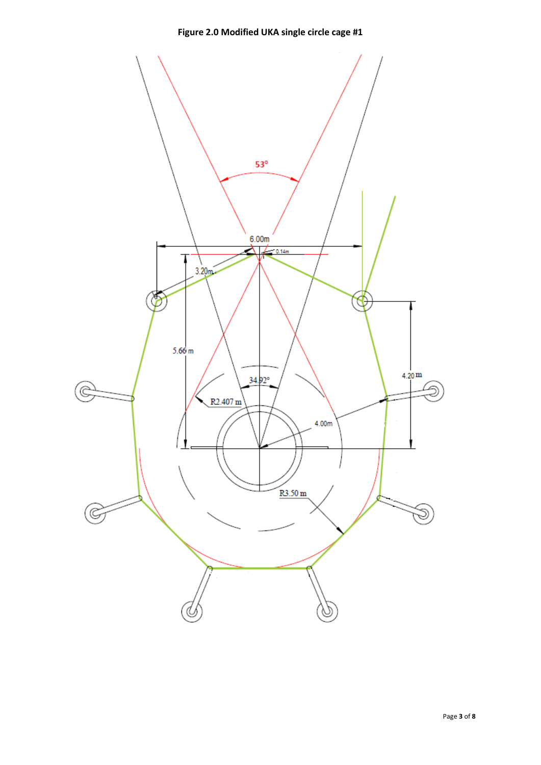**Figure 2.0 Modified UKA single circle cage #1**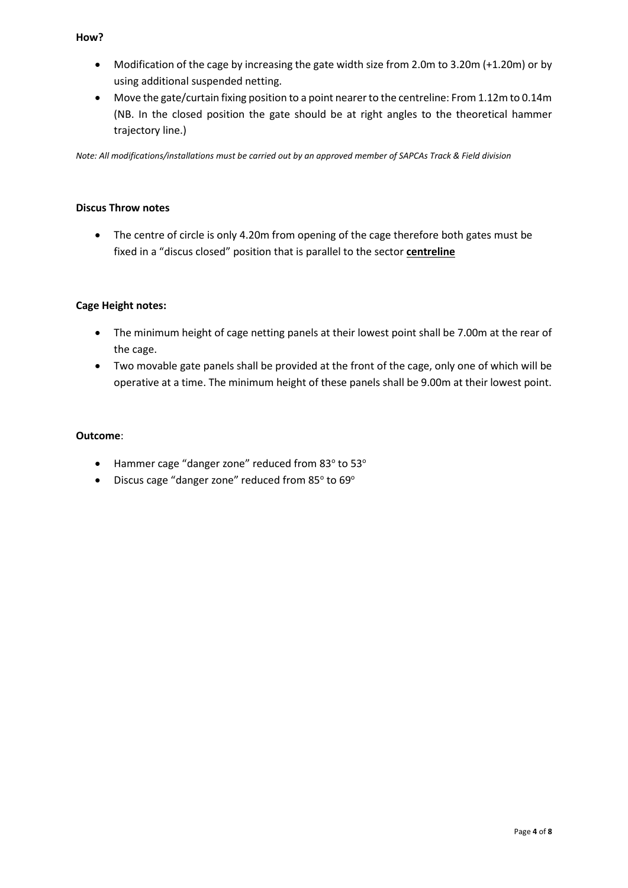**How?**

- Modification of the cage by increasing the gate width size from 2.0m to 3.20m (+1.20m) or by using additional suspended netting.
- Move the gate/curtain fixing position to a point nearer to the centreline: From 1.12m to 0.14m (NB. In the closed position the gate should be at right angles to the theoretical hammer trajectory line.)

*Note: All modifications/installations must be carried out by an approved member of SAPCAs Track & Field division*

**Discus Throw notes**

- The centre of circle is only 4.20m from opening of the cage therefore both gates must be fixed in a "discus closed" position that is parallel to the sector **centreline**

**Cage Height notes:**

- The minimum height of cage netting panels at their lowest point shall be 7.00m at the rear of the cage.
- Two movable gate panels shall be provided at the front of the cage, only one of which will be operative at a time. The minimum height of these panels shall be 9.00m at their lowest point.

**Outcome**:

- Hammer cage "danger zone" reduced from $83^{o}$ to $53^{o}$
- Discus cage "danger zone" reduced from $85^{o}$ to $69^{o}$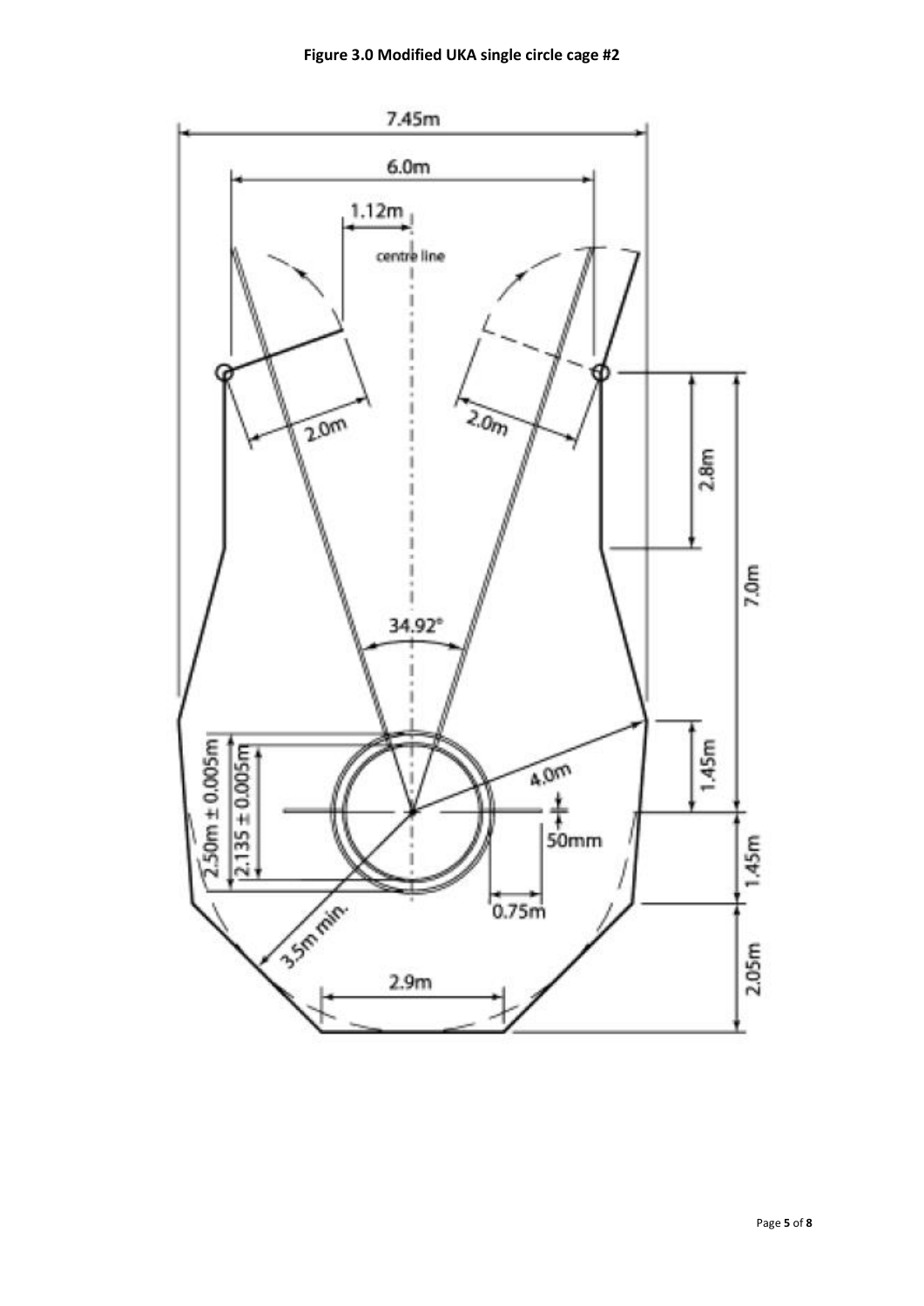**Figure 3.0 Modified UKA single circle cage #2**

7.45m

6.0m

1.12m

centre line

2.0m

2.0m

2.8m

7.0m

34.92°

1.45m

4.0m

2.50m ± 0.005m

2.135 ± 0.005m

50mm

0.75m

1.45m

3.5m min.

2.05m

2.9m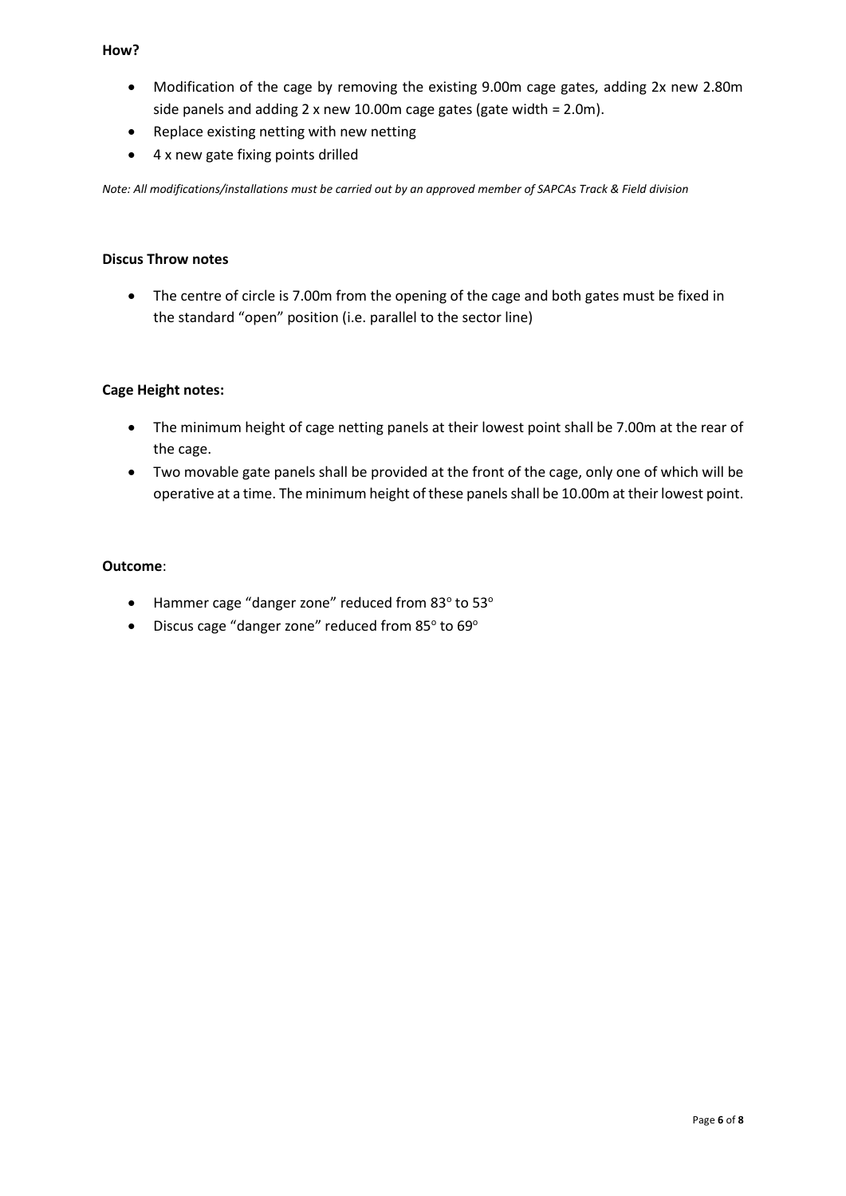**How?**

- Modification of the cage by removing the existing 9.00m cage gates, adding 2x new 2.80m side panels and adding 2 x new 10.00m cage gates (gate width = 2.0m).
- Replace existing netting with new netting
- 4 x new gate fixing points drilled

*Note: All modifications/installations must be carried out by an approved member of SAPCAs Track & Field division*

**Discus Throw notes**

- The centre of circle is 7.00m from the opening of the cage and both gates must be fixed in the standard "open" position (i.e. parallel to the sector line)

**Cage Height notes:**

- The minimum height of cage netting panels at their lowest point shall be 7.00m at the rear of the cage.
- Two movable gate panels shall be provided at the front of the cage, only one of which will be operative at a time. The minimum height of these panels shall be 10.00m at their lowest point.

**Outcome**:

- Hammer cage "danger zone" reduced from 83° to 53°
- Discus cage "danger zone" reduced from 85° to 69°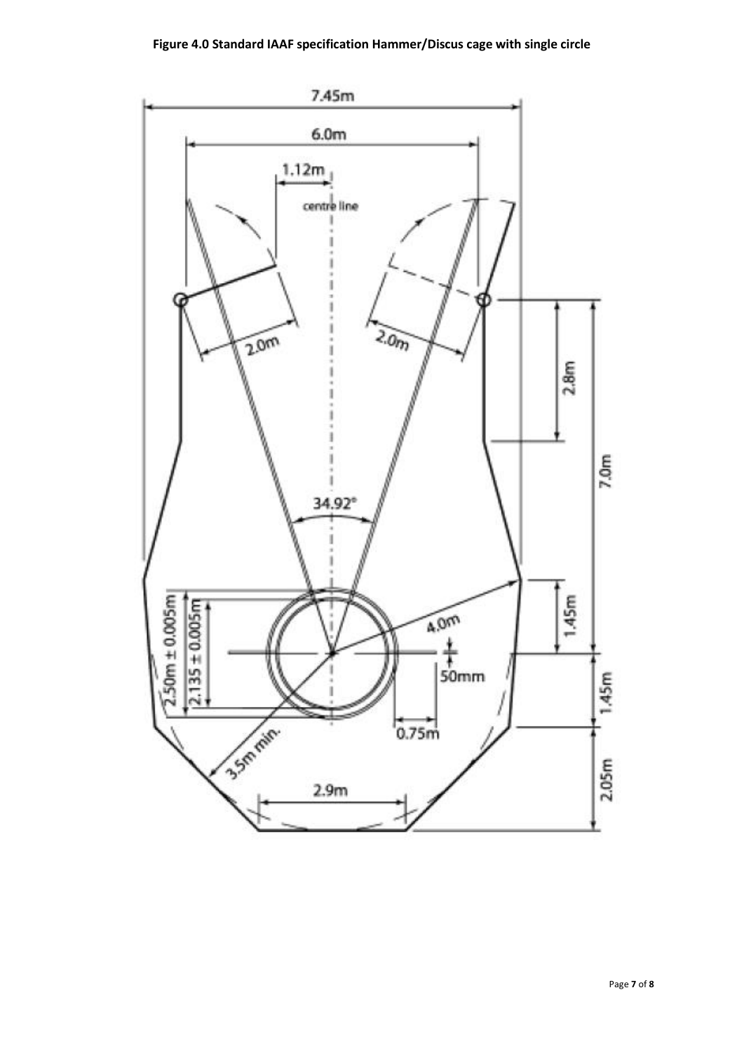**Figure 4.0 Standard IAAF specification Hammer/Discus cage with single circle**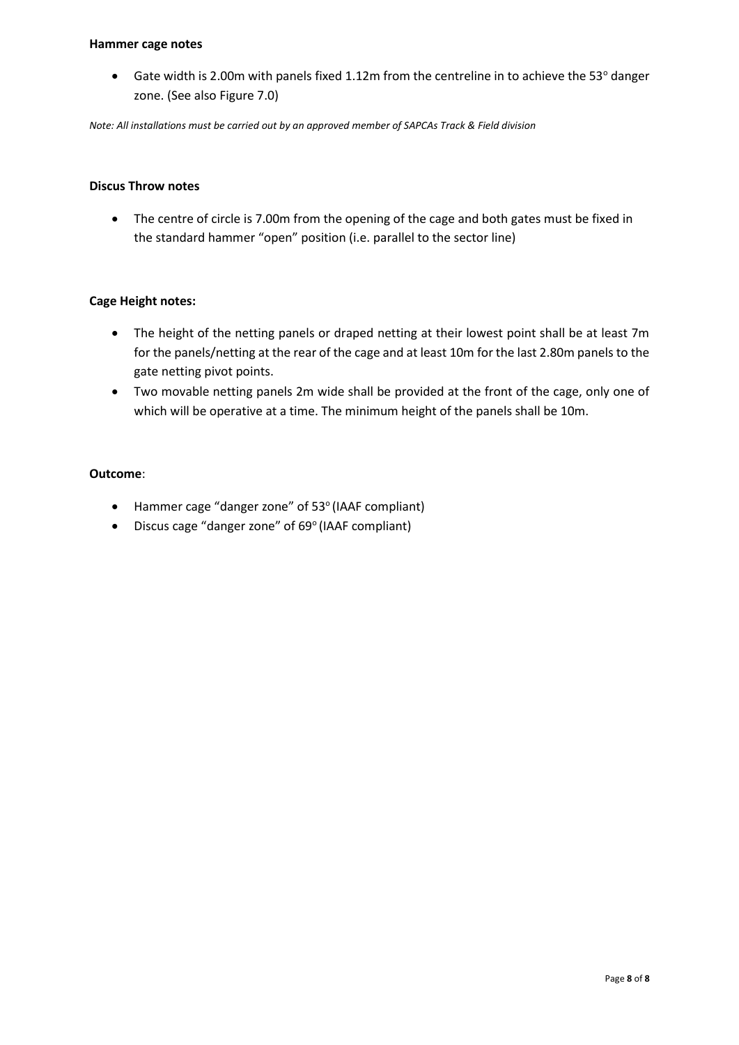**Hammer cage notes**

- Gate width is 2.00m with panels fixed 1.12m from the centreline in to achieve the 53° danger zone. (See also Figure 7.0)

*Note: All installations must be carried out by an approved member of SAPCAs Track & Field division*

**Discus Throw notes**

- The centre of circle is 7.00m from the opening of the cage and both gates must be fixed in the standard hammer "open" position (i.e. parallel to the sector line)

**Cage Height notes:**

- The height of the netting panels or draped netting at their lowest point shall be at least 7m for the panels/netting at the rear of the cage and at least 10m for the last 2.80m panels to the gate netting pivot points.
- Two movable netting panels 2m wide shall be provided at the front of the cage, only one of which will be operative at a time. The minimum height of the panels shall be 10m.

**Outcome**:

- Hammer cage "danger zone" of 53° (IAAF compliant)
- Discus cage "danger zone" of 69° (IAAF compliant)